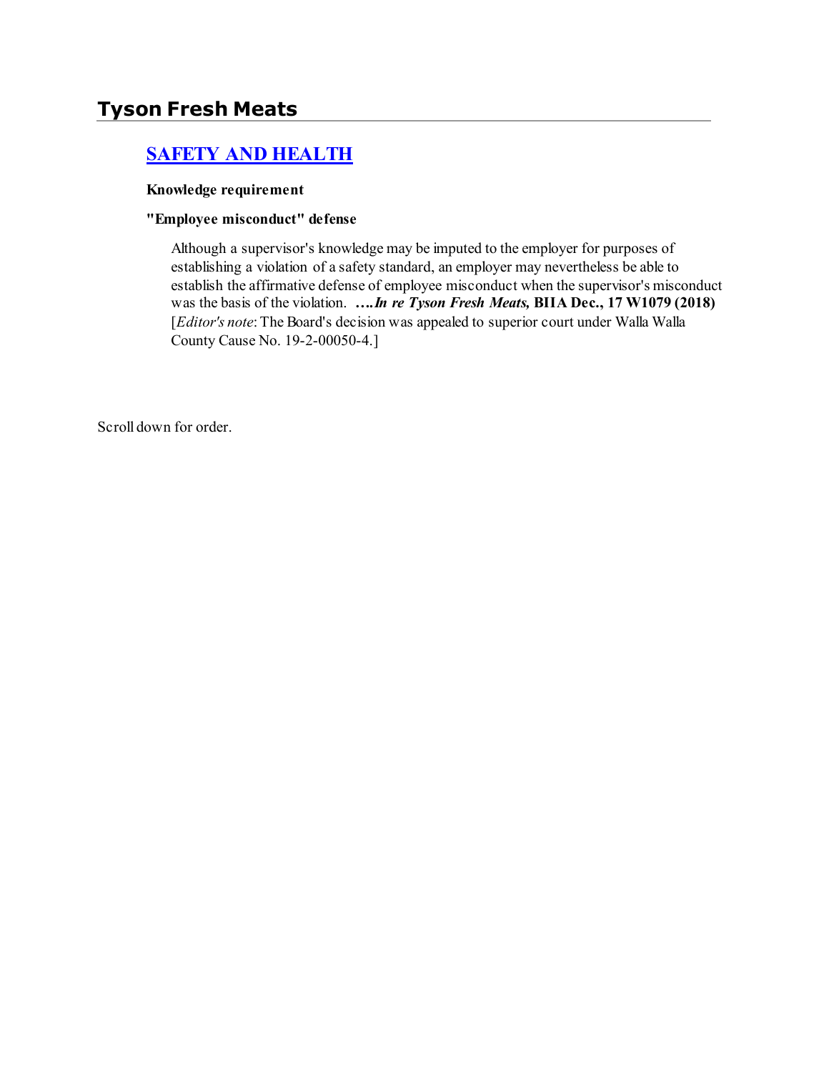# Tyson Fresh Meats

## [SAFETY AND HEALTH]

**Knowledge requirement**

**"Employee misconduct" defense**

> Although a supervisor's knowledge may be imputed to the employer for purposes of establishing a violation of a safety standard, an employer may nevertheless be able to establish the affirmative defense of employee misconduct when the supervisor's misconduct was the basis of the violation. ***….In re Tyson Fresh Meats,* BIIA Dec., 17 W1079 (2018)** [*Editor's note*: The Board's decision was appealed to superior court under Walla Walla County Cause No. 19-2-00050-4.]

Scroll down for order.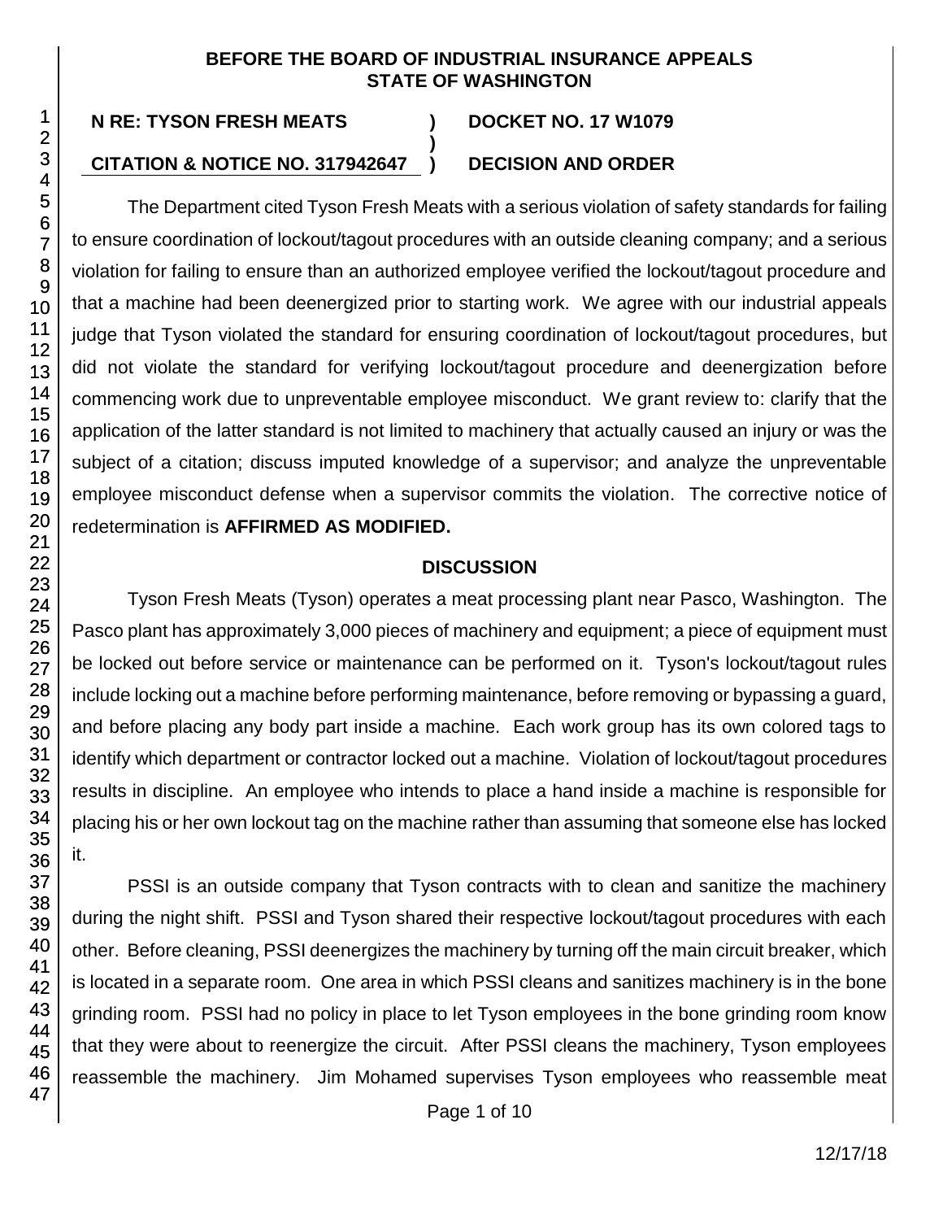**BEFORE THE BOARD OF INDUSTRIAL INSURANCE APPEALS**
**STATE OF WASHINGTON**

| | | |
|---|---|---|
| **N RE: TYSON FRESH MEATS** | **)** | **DOCKET NO. 17 W1079** |
| | **)** | |
| **CITATION & NOTICE NO. 317942647** | **)** | **DECISION AND ORDER** |

The Department cited Tyson Fresh Meats with a serious violation of safety standards for failing to ensure coordination of lockout/tagout procedures with an outside cleaning company; and a serious violation for failing to ensure than an authorized employee verified the lockout/tagout procedure and that a machine had been deenergized prior to starting work. We agree with our industrial appeals judge that Tyson violated the standard for ensuring coordination of lockout/tagout procedures, but did not violate the standard for verifying lockout/tagout procedure and deenergization before commencing work due to unpreventable employee misconduct. We grant review to: clarify that the application of the latter standard is not limited to machinery that actually caused an injury or was the subject of a citation; discuss imputed knowledge of a supervisor; and analyze the unpreventable employee misconduct defense when a supervisor commits the violation. The corrective notice of redetermination is **AFFIRMED AS MODIFIED.**

## DISCUSSION

Tyson Fresh Meats (Tyson) operates a meat processing plant near Pasco, Washington. The Pasco plant has approximately 3,000 pieces of machinery and equipment; a piece of equipment must be locked out before service or maintenance can be performed on it. Tyson's lockout/tagout rules include locking out a machine before performing maintenance, before removing or bypassing a guard, and before placing any body part inside a machine. Each work group has its own colored tags to identify which department or contractor locked out a machine. Violation of lockout/tagout procedures results in discipline. An employee who intends to place a hand inside a machine is responsible for placing his or her own lockout tag on the machine rather than assuming that someone else has locked it.

PSSI is an outside company that Tyson contracts with to clean and sanitize the machinery during the night shift. PSSI and Tyson shared their respective lockout/tagout procedures with each other. Before cleaning, PSSI deenergizes the machinery by turning off the main circuit breaker, which is located in a separate room. One area in which PSSI cleans and sanitizes machinery is in the bone grinding room. PSSI had no policy in place to let Tyson employees in the bone grinding room know that they were about to reenergize the circuit. After PSSI cleans the machinery, Tyson employees reassemble the machinery. Jim Mohamed supervises Tyson employees who reassemble meat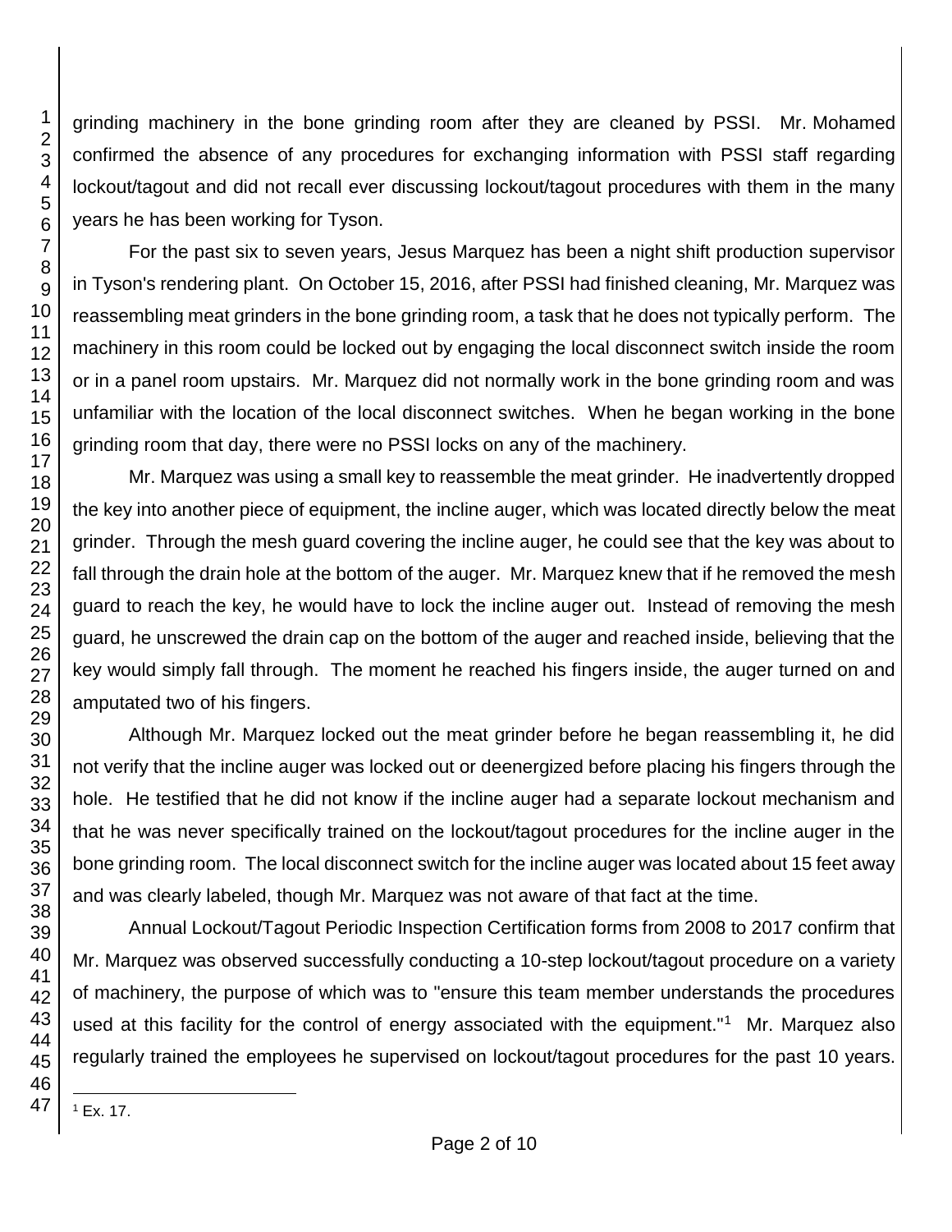grinding machinery in the bone grinding room after they are cleaned by PSSI. Mr. Mohamed confirmed the absence of any procedures for exchanging information with PSSI staff regarding lockout/tagout and did not recall ever discussing lockout/tagout procedures with them in the many years he has been working for Tyson.

For the past six to seven years, Jesus Marquez has been a night shift production supervisor in Tyson's rendering plant. On October 15, 2016, after PSSI had finished cleaning, Mr. Marquez was reassembling meat grinders in the bone grinding room, a task that he does not typically perform. The machinery in this room could be locked out by engaging the local disconnect switch inside the room or in a panel room upstairs. Mr. Marquez did not normally work in the bone grinding room and was unfamiliar with the location of the local disconnect switches. When he began working in the bone grinding room that day, there were no PSSI locks on any of the machinery.

Mr. Marquez was using a small key to reassemble the meat grinder. He inadvertently dropped the key into another piece of equipment, the incline auger, which was located directly below the meat grinder. Through the mesh guard covering the incline auger, he could see that the key was about to fall through the drain hole at the bottom of the auger. Mr. Marquez knew that if he removed the mesh guard to reach the key, he would have to lock the incline auger out. Instead of removing the mesh guard, he unscrewed the drain cap on the bottom of the auger and reached inside, believing that the key would simply fall through. The moment he reached his fingers inside, the auger turned on and amputated two of his fingers.

Although Mr. Marquez locked out the meat grinder before he began reassembling it, he did not verify that the incline auger was locked out or deenergized before placing his fingers through the hole. He testified that he did not know if the incline auger had a separate lockout mechanism and that he was never specifically trained on the lockout/tagout procedures for the incline auger in the bone grinding room. The local disconnect switch for the incline auger was located about 15 feet away and was clearly labeled, though Mr. Marquez was not aware of that fact at the time.

Annual Lockout/Tagout Periodic Inspection Certification forms from 2008 to 2017 confirm that Mr. Marquez was observed successfully conducting a 10-step lockout/tagout procedure on a variety of machinery, the purpose of which was to "ensure this team member understands the procedures used at this facility for the control of energy associated with the equipment."[1] Mr. Marquez also regularly trained the employees he supervised on lockout/tagout procedures for the past 10 years.

[1] Ex. 17.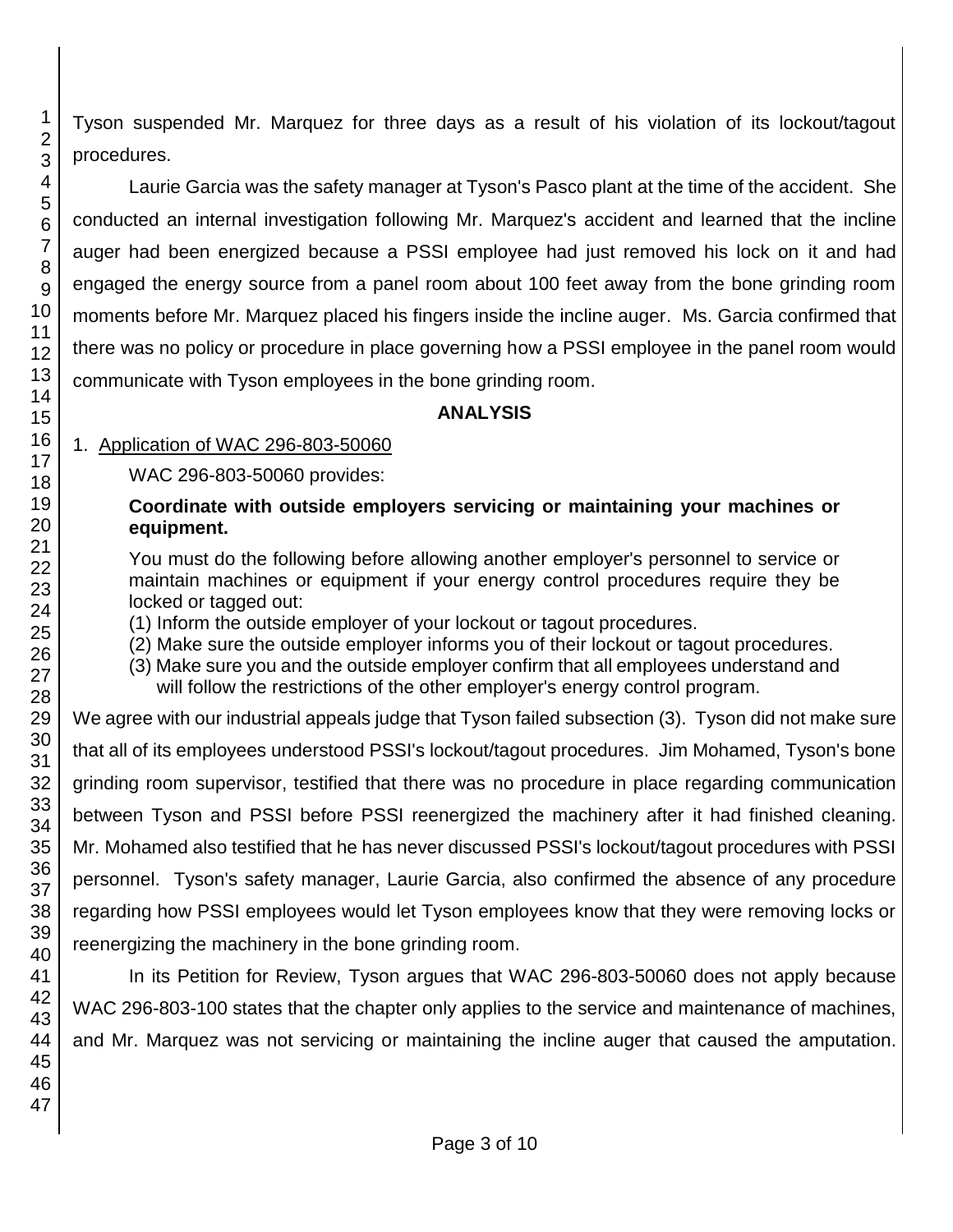Tyson suspended Mr. Marquez for three days as a result of his violation of its lockout/tagout procedures.

Laurie Garcia was the safety manager at Tyson's Pasco plant at the time of the accident. She conducted an internal investigation following Mr. Marquez's accident and learned that the incline auger had been energized because a PSSI employee had just removed his lock on it and had engaged the energy source from a panel room about 100 feet away from the bone grinding room moments before Mr. Marquez placed his fingers inside the incline auger. Ms. Garcia confirmed that there was no policy or procedure in place governing how a PSSI employee in the panel room would communicate with Tyson employees in the bone grinding room.

**ANALYSIS**

1. Application of WAC 296-803-50060

WAC 296-803-50060 provides:

> **Coordinate with outside employers servicing or maintaining your machines or equipment.**
>
> You must do the following before allowing another employer's personnel to service or maintain machines or equipment if your energy control procedures require they be locked or tagged out:
>
> (1) Inform the outside employer of your lockout or tagout procedures.
> (2) Make sure the outside employer informs you of their lockout or tagout procedures.
> (3) Make sure you and the outside employer confirm that all employees understand and will follow the restrictions of the other employer's energy control program.

We agree with our industrial appeals judge that Tyson failed subsection (3). Tyson did not make sure that all of its employees understood PSSI's lockout/tagout procedures. Jim Mohamed, Tyson's bone grinding room supervisor, testified that there was no procedure in place regarding communication between Tyson and PSSI before PSSI reenergized the machinery after it had finished cleaning. Mr. Mohamed also testified that he has never discussed PSSI's lockout/tagout procedures with PSSI personnel. Tyson's safety manager, Laurie Garcia, also confirmed the absence of any procedure regarding how PSSI employees would let Tyson employees know that they were removing locks or reenergizing the machinery in the bone grinding room.

In its Petition for Review, Tyson argues that WAC 296-803-50060 does not apply because WAC 296-803-100 states that the chapter only applies to the service and maintenance of machines, and Mr. Marquez was not servicing or maintaining the incline auger that caused the amputation.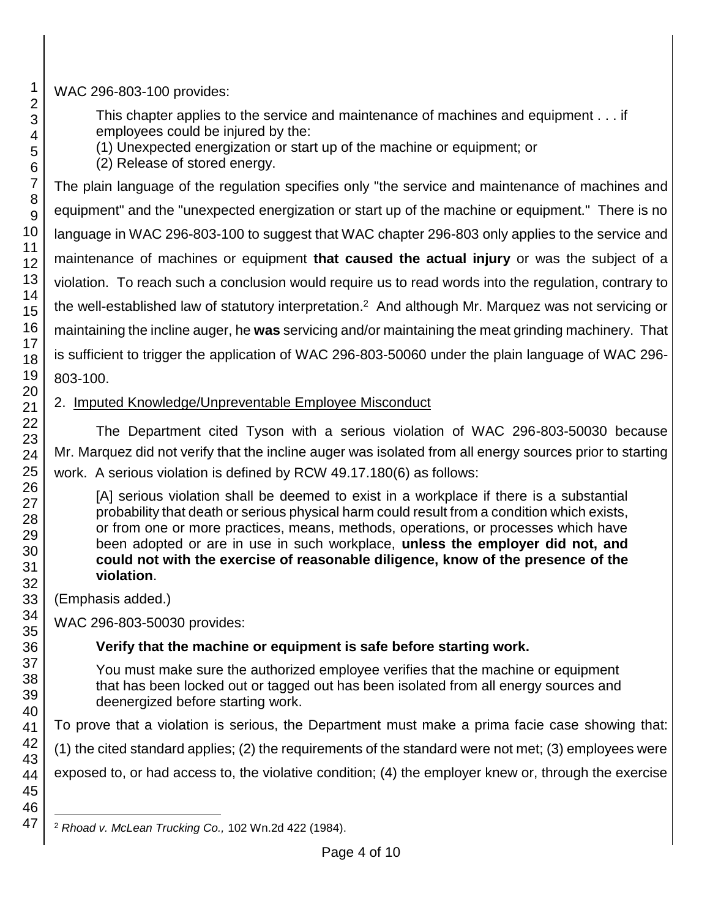WAC 296-803-100 provides:

> This chapter applies to the service and maintenance of machines and equipment . . . if employees could be injured by the:
> (1) Unexpected energization or start up of the machine or equipment; or
> (2) Release of stored energy.

The plain language of the regulation specifies only "the service and maintenance of machines and equipment" and the "unexpected energization or start up of the machine or equipment." There is no language in WAC 296-803-100 to suggest that WAC chapter 296-803 only applies to the service and maintenance of machines or equipment **that caused the actual injury** or was the subject of a violation. To reach such a conclusion would require us to read words into the regulation, contrary to the well-established law of statutory interpretation.[2] And although Mr. Marquez was not servicing or maintaining the incline auger, he **was** servicing and/or maintaining the meat grinding machinery. That is sufficient to trigger the application of WAC 296-803-50060 under the plain language of WAC 296-803-100.

2. Imputed Knowledge/Unpreventable Employee Misconduct

The Department cited Tyson with a serious violation of WAC 296-803-50030 because Mr. Marquez did not verify that the incline auger was isolated from all energy sources prior to starting work. A serious violation is defined by RCW 49.17.180(6) as follows:

> [A] serious violation shall be deemed to exist in a workplace if there is a substantial probability that death or serious physical harm could result from a condition which exists, or from one or more practices, means, methods, operations, or processes which have been adopted or are in use in such workplace, **unless the employer did not, and could not with the exercise of reasonable diligence, know of the presence of the violation**.

(Emphasis added.)

WAC 296-803-50030 provides:

> **Verify that the machine or equipment is safe before starting work.**
>
> You must make sure the authorized employee verifies that the machine or equipment that has been locked out or tagged out has been isolated from all energy sources and deenergized before starting work.

To prove that a violation is serious, the Department must make a prima facie case showing that: (1) the cited standard applies; (2) the requirements of the standard were not met; (3) employees were exposed to, or had access to, the violative condition; (4) the employer knew or, through the exercise

---

[2] *Rhoad v. McLean Trucking Co.,* 102 Wn.2d 422 (1984).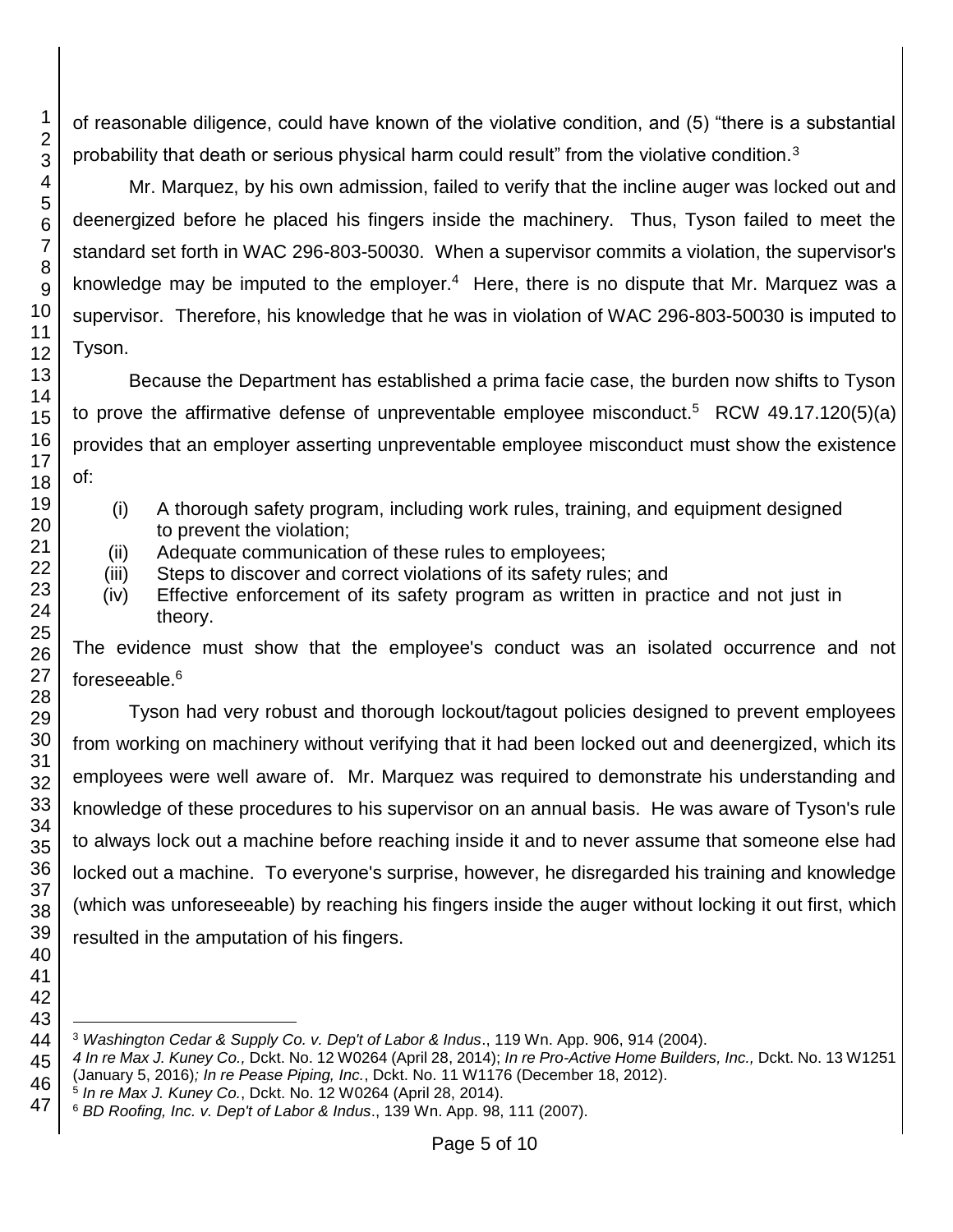of reasonable diligence, could have known of the violative condition, and (5) "there is a substantial probability that death or serious physical harm could result" from the violative condition.[3]

Mr. Marquez, by his own admission, failed to verify that the incline auger was locked out and deenergized before he placed his fingers inside the machinery. Thus, Tyson failed to meet the standard set forth in WAC 296-803-50030. When a supervisor commits a violation, the supervisor's knowledge may be imputed to the employer.[4] Here, there is no dispute that Mr. Marquez was a supervisor. Therefore, his knowledge that he was in violation of WAC 296-803-50030 is imputed to Tyson.

Because the Department has established a prima facie case, the burden now shifts to Tyson to prove the affirmative defense of unpreventable employee misconduct.[5] RCW 49.17.120(5)(a) provides that an employer asserting unpreventable employee misconduct must show the existence of:

(i) A thorough safety program, including work rules, training, and equipment designed to prevent the violation;
(ii) Adequate communication of these rules to employees;
(iii) Steps to discover and correct violations of its safety rules; and
(iv) Effective enforcement of its safety program as written in practice and not just in theory.

The evidence must show that the employee's conduct was an isolated occurrence and not foreseeable.[6]

Tyson had very robust and thorough lockout/tagout policies designed to prevent employees from working on machinery without verifying that it had been locked out and deenergized, which its employees were well aware of. Mr. Marquez was required to demonstrate his understanding and knowledge of these procedures to his supervisor on an annual basis. He was aware of Tyson's rule to always lock out a machine before reaching inside it and to never assume that someone else had locked out a machine. To everyone's surprise, however, he disregarded his training and knowledge (which was unforeseeable) by reaching his fingers inside the auger without locking it out first, which resulted in the amputation of his fingers.

---

[3] *Washington Cedar & Supply Co. v. Dep't of Labor & Indus*., 119 Wn. App. 906, 914 (2004).

[4] *In re Max J. Kuney Co.,* Dckt. No. 12 W0264 (April 28, 2014); *In re Pro-Active Home Builders, Inc.,* Dckt. No. 13 W1251 (January 5, 2016)*; In re Pease Piping, Inc.*, Dckt. No. 11 W1176 (December 18, 2012).

[5] *In re Max J. Kuney Co.*, Dckt. No. 12 W0264 (April 28, 2014).

[6] *BD Roofing, Inc. v. Dep't of Labor & Indus*., 139 Wn. App. 98, 111 (2007).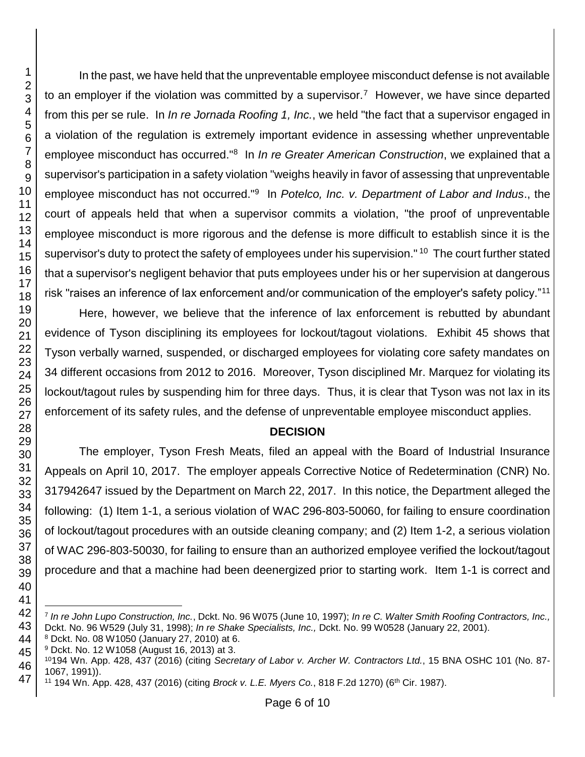In the past, we have held that the unpreventable employee misconduct defense is not available to an employer if the violation was committed by a supervisor.[7] However, we have since departed from this per se rule. In *In re Jornada Roofing 1, Inc.*, we held "the fact that a supervisor engaged in a violation of the regulation is extremely important evidence in assessing whether unpreventable employee misconduct has occurred."[8] In *In re Greater American Construction*, we explained that a supervisor's participation in a safety violation "weighs heavily in favor of assessing that unpreventable employee misconduct has not occurred."[9] In *Potelco, Inc. v. Department of Labor and Indus*., the court of appeals held that when a supervisor commits a violation, "the proof of unpreventable employee misconduct is more rigorous and the defense is more difficult to establish since it is the supervisor's duty to protect the safety of employees under his supervision."[10] The court further stated that a supervisor's negligent behavior that puts employees under his or her supervision at dangerous risk "raises an inference of lax enforcement and/or communication of the employer's safety policy."[11]

Here, however, we believe that the inference of lax enforcement is rebutted by abundant evidence of Tyson disciplining its employees for lockout/tagout violations. Exhibit 45 shows that Tyson verbally warned, suspended, or discharged employees for violating core safety mandates on 34 different occasions from 2012 to 2016. Moreover, Tyson disciplined Mr. Marquez for violating its lockout/tagout rules by suspending him for three days. Thus, it is clear that Tyson was not lax in its enforcement of its safety rules, and the defense of unpreventable employee misconduct applies.

## DECISION

The employer, Tyson Fresh Meats, filed an appeal with the Board of Industrial Insurance Appeals on April 10, 2017. The employer appeals Corrective Notice of Redetermination (CNR) No. 317942647 issued by the Department on March 22, 2017. In this notice, the Department alleged the following: (1) Item 1-1, a serious violation of WAC 296-803-50060, for failing to ensure coordination of lockout/tagout procedures with an outside cleaning company; and (2) Item 1-2, a serious violation of WAC 296-803-50030, for failing to ensure than an authorized employee verified the lockout/tagout procedure and that a machine had been deenergized prior to starting work. Item 1-1 is correct and

---

[7] *In re John Lupo Construction, Inc.*, Dckt. No. 96 W075 (June 10, 1997); *In re C. Walter Smith Roofing Contractors, Inc.,* Dckt. No. 96 W529 (July 31, 1998); *In re Shake Specialists, Inc.,* Dckt. No. 99 W0528 (January 22, 2001).

[8] Dckt. No. 08 W1050 (January 27, 2010) at 6.

[9] Dckt. No. 12 W1058 (August 16, 2013) at 3.

[10] 194 Wn. App. 428, 437 (2016) (citing *Secretary of Labor v. Archer W. Contractors Ltd.*, 15 BNA OSHC 101 (No. 87-1067, 1991)).

[11] 194 Wn. App. 428, 437 (2016) (citing *Brock v. L.E. Myers Co.*, 818 F.2d 1270) (6th Cir. 1987).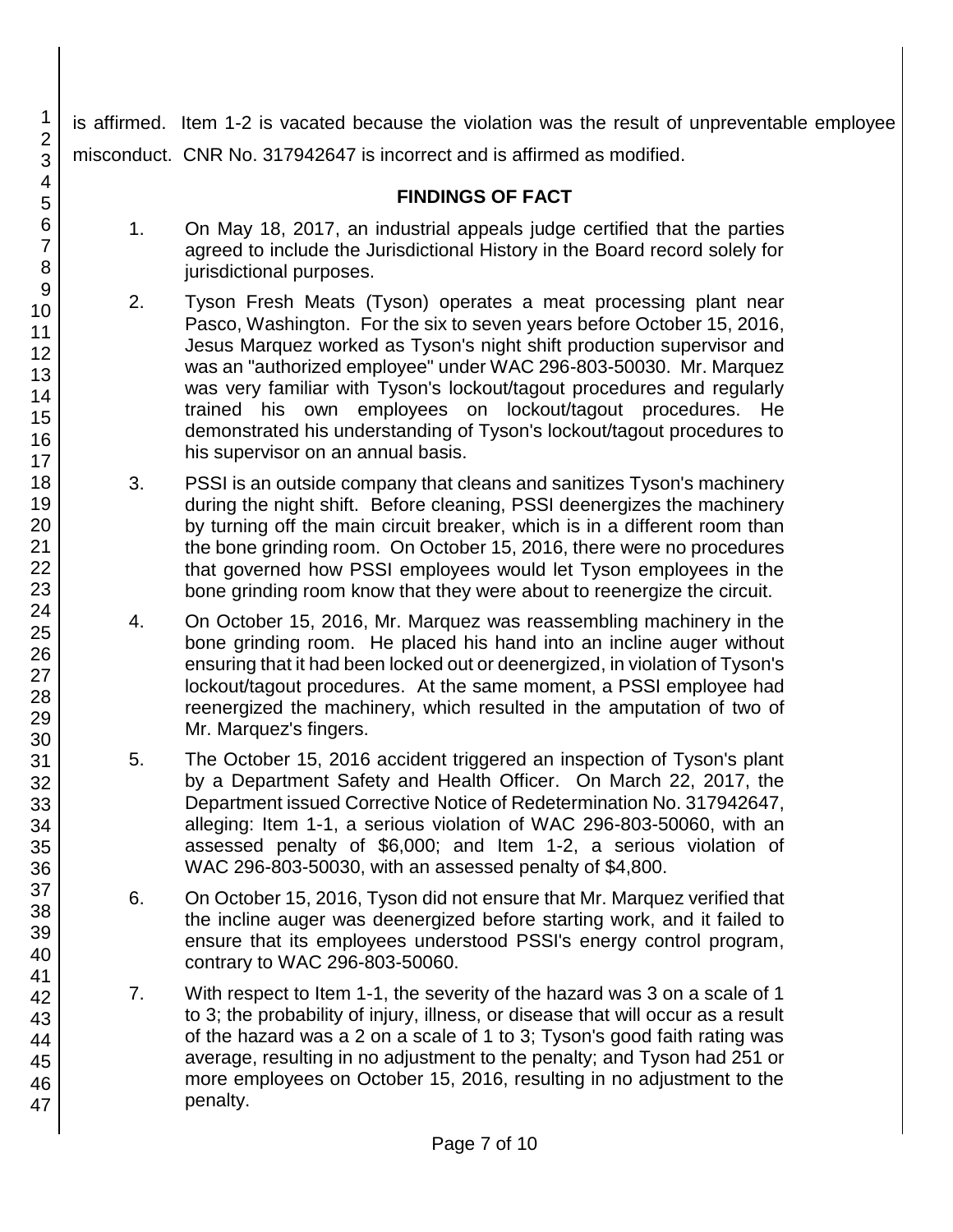is affirmed. Item 1-2 is vacated because the violation was the result of unpreventable employee misconduct. CNR No. 317942647 is incorrect and is affirmed as modified.

## FINDINGS OF FACT

1. On May 18, 2017, an industrial appeals judge certified that the parties agreed to include the Jurisdictional History in the Board record solely for jurisdictional purposes.

2. Tyson Fresh Meats (Tyson) operates a meat processing plant near Pasco, Washington. For the six to seven years before October 15, 2016, Jesus Marquez worked as Tyson's night shift production supervisor and was an "authorized employee" under WAC 296-803-50030. Mr. Marquez was very familiar with Tyson's lockout/tagout procedures and regularly trained his own employees on lockout/tagout procedures. He demonstrated his understanding of Tyson's lockout/tagout procedures to his supervisor on an annual basis.

3. PSSI is an outside company that cleans and sanitizes Tyson's machinery during the night shift. Before cleaning, PSSI deenergizes the machinery by turning off the main circuit breaker, which is in a different room than the bone grinding room. On October 15, 2016, there were no procedures that governed how PSSI employees would let Tyson employees in the bone grinding room know that they were about to reenergize the circuit.

4. On October 15, 2016, Mr. Marquez was reassembling machinery in the bone grinding room. He placed his hand into an incline auger without ensuring that it had been locked out or deenergized, in violation of Tyson's lockout/tagout procedures. At the same moment, a PSSI employee had reenergized the machinery, which resulted in the amputation of two of Mr. Marquez's fingers.

5. The October 15, 2016 accident triggered an inspection of Tyson's plant by a Department Safety and Health Officer. On March 22, 2017, the Department issued Corrective Notice of Redetermination No. 317942647, alleging: Item 1-1, a serious violation of WAC 296-803-50060, with an assessed penalty of $6,000; and Item 1-2, a serious violation of WAC 296-803-50030, with an assessed penalty of $4,800.

6. On October 15, 2016, Tyson did not ensure that Mr. Marquez verified that the incline auger was deenergized before starting work, and it failed to ensure that its employees understood PSSI's energy control program, contrary to WAC 296-803-50060.

7. With respect to Item 1-1, the severity of the hazard was 3 on a scale of 1 to 3; the probability of injury, illness, or disease that will occur as a result of the hazard was a 2 on a scale of 1 to 3; Tyson's good faith rating was average, resulting in no adjustment to the penalty; and Tyson had 251 or more employees on October 15, 2016, resulting in no adjustment to the penalty.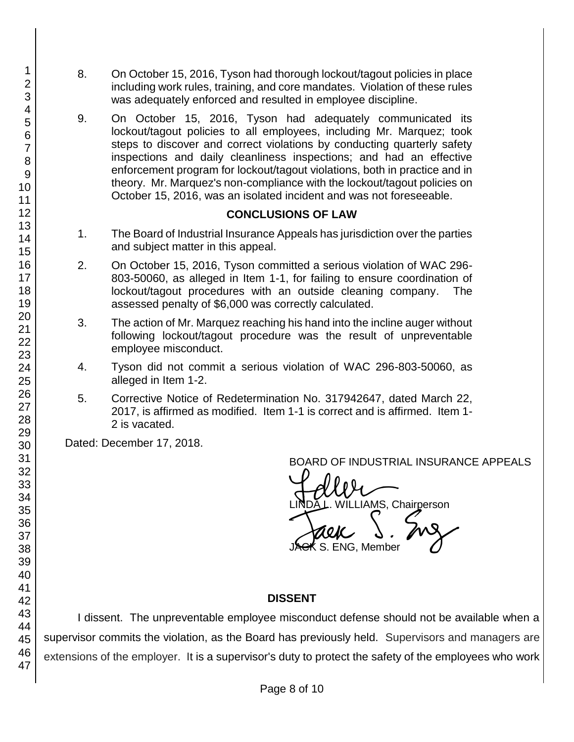8. On October 15, 2016, Tyson had thorough lockout/tagout policies in place including work rules, training, and core mandates. Violation of these rules was adequately enforced and resulted in employee discipline.

9. On October 15, 2016, Tyson had adequately communicated its lockout/tagout policies to all employees, including Mr. Marquez; took steps to discover and correct violations by conducting quarterly safety inspections and daily cleanliness inspections; and had an effective enforcement program for lockout/tagout violations, both in practice and in theory. Mr. Marquez's non-compliance with the lockout/tagout policies on October 15, 2016, was an isolated incident and was not foreseeable.

## CONCLUSIONS OF LAW

1. The Board of Industrial Insurance Appeals has jurisdiction over the parties and subject matter in this appeal.

2. On October 15, 2016, Tyson committed a serious violation of WAC 296-803-50060, as alleged in Item 1-1, for failing to ensure coordination of lockout/tagout procedures with an outside cleaning company. The assessed penalty of $6,000 was correctly calculated.

3. The action of Mr. Marquez reaching his hand into the incline auger without following lockout/tagout procedure was the result of unpreventable employee misconduct.

4. Tyson did not commit a serious violation of WAC 296-803-50060, as alleged in Item 1-2.

5. Corrective Notice of Redetermination No. 317942647, dated March 22, 2017, is affirmed as modified. Item 1-1 is correct and is affirmed. Item 1-2 is vacated.

Dated: December 17, 2018.

BOARD OF INDUSTRIAL INSURANCE APPEALS

LINDA L. WILLIAMS, Chairperson

JACK S. ENG, Member

## DISSENT

I dissent. The unpreventable employee misconduct defense should not be available when a supervisor commits the violation, as the Board has previously held. Supervisors and managers are extensions of the employer. It is a supervisor's duty to protect the safety of the employees who work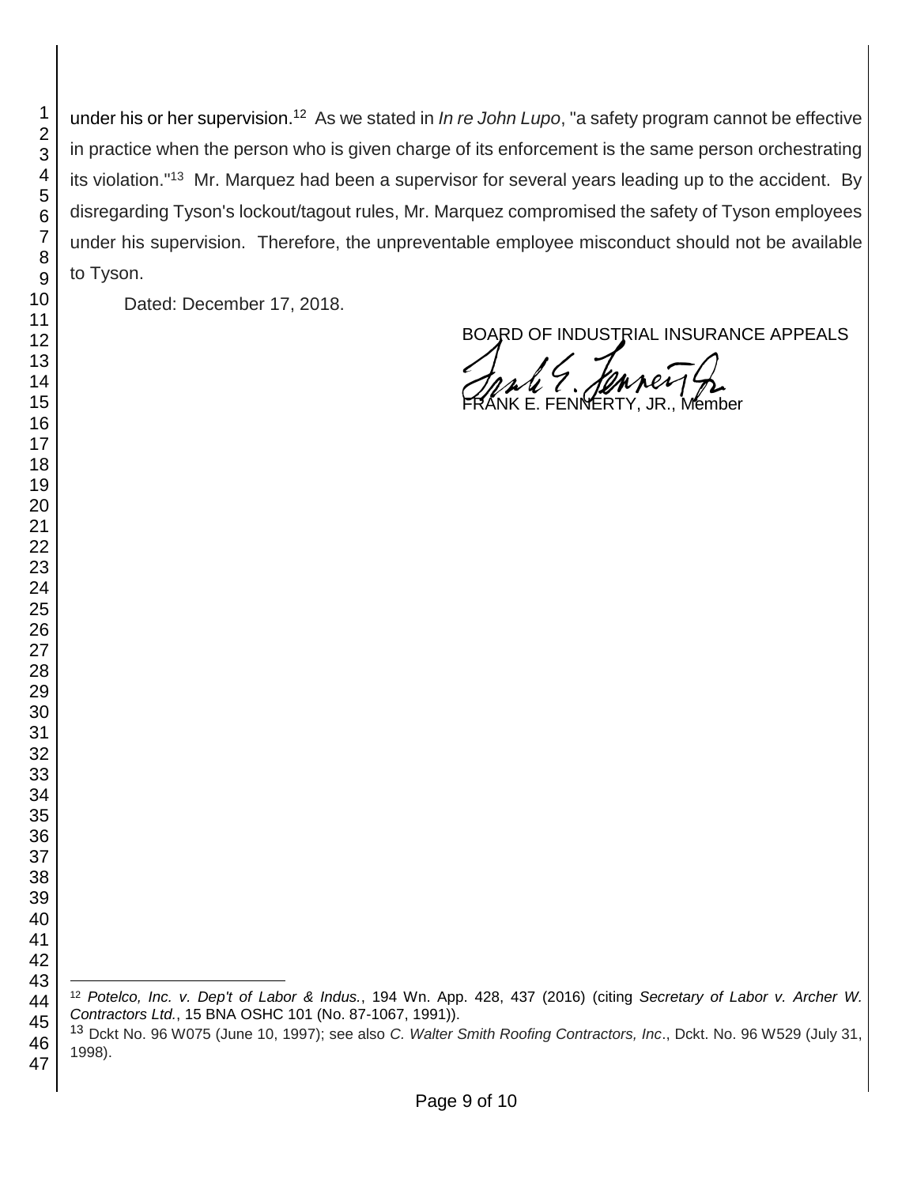under his or her supervision.[12] As we stated in *In re John Lupo*, "a safety program cannot be effective in practice when the person who is given charge of its enforcement is the same person orchestrating its violation."[13] Mr. Marquez had been a supervisor for several years leading up to the accident. By disregarding Tyson's lockout/tagout rules, Mr. Marquez compromised the safety of Tyson employees under his supervision. Therefore, the unpreventable employee misconduct should not be available to Tyson.

Dated: December 17, 2018.

BOARD OF INDUSTRIAL INSURANCE APPEALS

FRANK E. FENNERTY, JR., Member

---

[12] *Potelco, Inc. v. Dep't of Labor & Indus.*, 194 Wn. App. 428, 437 (2016) (citing *Secretary of Labor v. Archer W. Contractors Ltd.*, 15 BNA OSHC 101 (No. 87-1067, 1991)).

[13] Dckt No. 96 W075 (June 10, 1997); see also *C. Walter Smith Roofing Contractors, Inc*., Dckt. No. 96 W529 (July 31, 1998).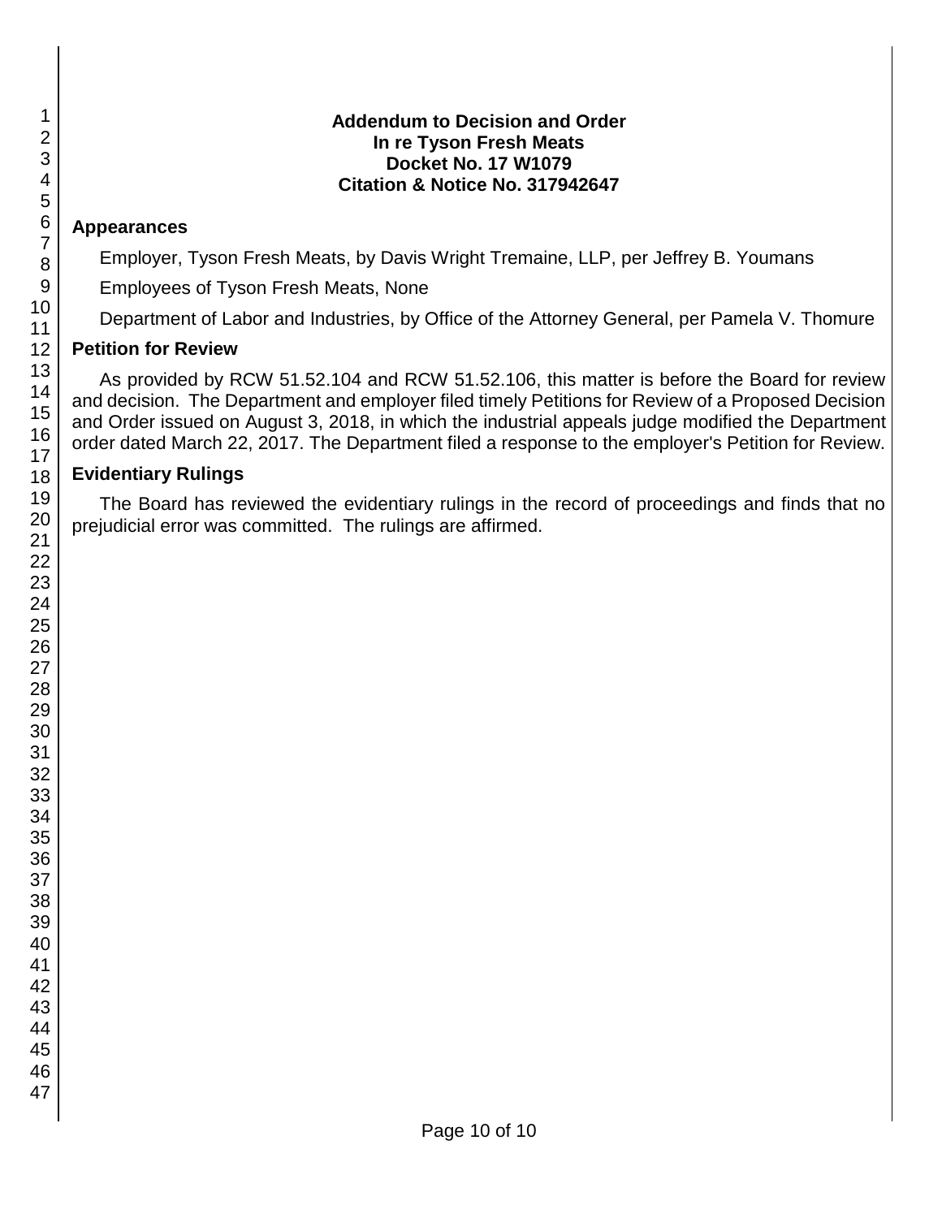**Addendum to Decision and Order**
**In re Tyson Fresh Meats**
**Docket No. 17 W1079**
**Citation & Notice No. 317942647**

## Appearances

Employer, Tyson Fresh Meats, by Davis Wright Tremaine, LLP, per Jeffrey B. Youmans

Employees of Tyson Fresh Meats, None

Department of Labor and Industries, by Office of the Attorney General, per Pamela V. Thomure

## Petition for Review

As provided by RCW 51.52.104 and RCW 51.52.106, this matter is before the Board for review and decision. The Department and employer filed timely Petitions for Review of a Proposed Decision and Order issued on August 3, 2018, in which the industrial appeals judge modified the Department order dated March 22, 2017. The Department filed a response to the employer's Petition for Review.

## Evidentiary Rulings

The Board has reviewed the evidentiary rulings in the record of proceedings and finds that no prejudicial error was committed. The rulings are affirmed.